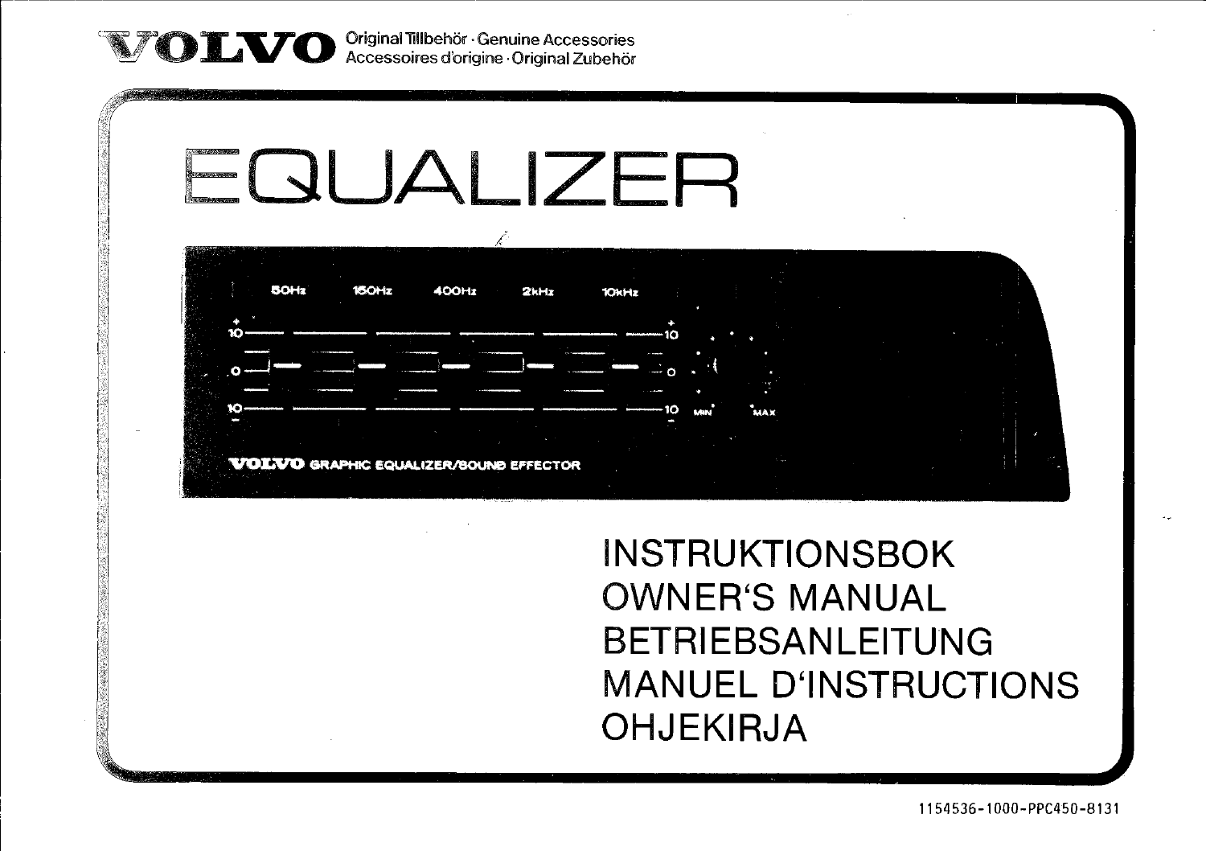**VOLVO** Original Tillbehör · Genuine Accessories
Accessoires d'origine · Original Zubehör

# EQUALIZER

50Hz 160Hz 400Hz 2kHz 10kHz

+10

0

-10

MIN MAX

VOLVO GRAPHIC EQUALIZER/SOUND EFFECTOR

## INSTRUKTIONSBOK
## OWNER'S MANUAL
## BETRIEBSANLEITUNG
## MANUEL D'INSTRUCTIONS
## OHJEKIRJA

1154536-1000-PPC450-8131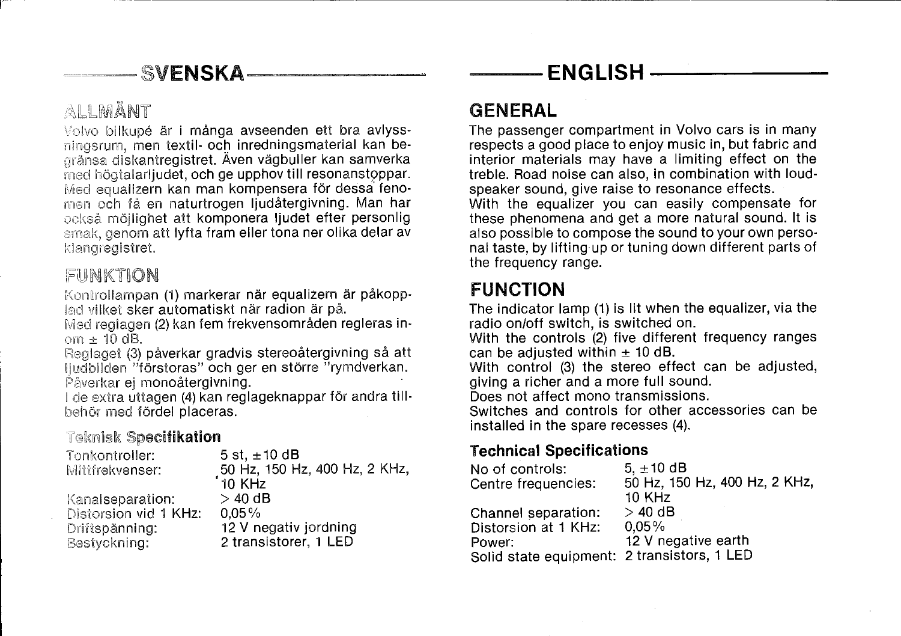## SVENSKA

### ALLMÄNT

Volvo bilkupé är i många avseenden ett bra avlyssningsrum, men textil- och inredningsmaterial kan begränsa diskantregistret. Även vägbuller kan samverka med högtalarljudet, och ge upphov till resonanstoppar. Med equalizern kan man kompensera för dessa fenomen och få en naturtrogen ljudåtergivning. Man har också möjlighet att komponera ljudet efter personlig smak, genom att lyfta fram eller tona ner olika delar av klangregistret.

### FUNKTION

Kontrollampan (1) markerar när equalizern är påkopplad vilket sker automatiskt när radion är på.

Med reglagen (2) kan fem frekvensområden regleras inom ± 10 dB.

Reglaget (3) påverkar gradvis stereoåtergivning så att ljudbilden "förstoras" och ger en större "rymdverkan. Påverkar ej monoåtergivning.

I de extra uttagen (4) kan reglageknappar för andra tillbehör med fördel placeras.

#### Teknisk Specifikation

| | |
|---|---|
| Tonkontroller: | 5 st, ±10 dB |
| Mittfrekvenser: | 50 Hz, 150 Hz, 400 Hz, 2 KHz, 10 KHz |
| Kanalseparation: | > 40 dB |
| Distorsion vid 1 KHz: | 0,05% |
| Driftspänning: | 12 V negativ jordning |
| Bestyckning: | 2 transistorer, 1 LED |

## ENGLISH

### GENERAL

The passenger compartment in Volvo cars is in many respects a good place to enjoy music in, but fabric and interior materials may have a limiting effect on the treble. Road noise can also, in combination with loudspeaker sound, give raise to resonance effects.

With the equalizer you can easily compensate for these phenomena and get a more natural sound. It is also possible to compose the sound to your own personal taste, by lifting up or tuning down different parts of the frequency range.

### FUNCTION

The indicator lamp (1) is lit when the equalizer, via the radio on/off switch, is switched on.

With the controls (2) five different frequency ranges can be adjusted within ± 10 dB.

With control (3) the stereo effect can be adjusted, giving a richer and a more full sound.

Does not affect mono transmissions.

Switches and controls for other accessories can be installed in the spare recesses (4).

#### Technical Specifications

| | |
|---|---|
| No of controls: | 5, ±10 dB |
| Centre frequencies: | 50 Hz, 150 Hz, 400 Hz, 2 KHz, 10 KHz |
| Channel separation: | > 40 dB |
| Distorsion at 1 KHz: | 0,05% |
| Power: | 12 V negative earth |
| Solid state equipment: | 2 transistors, 1 LED |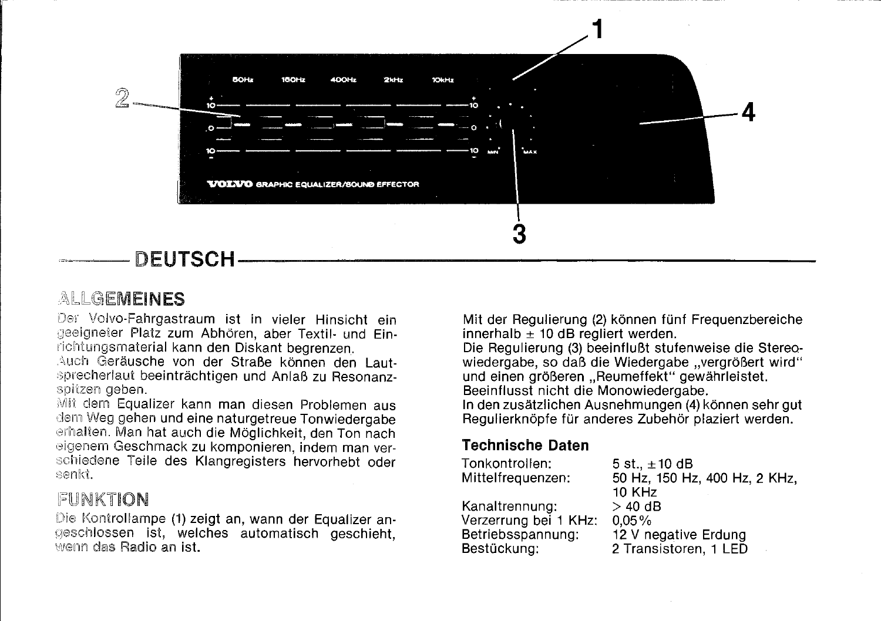## DEUTSCH

### ALLGEMEINES

Der Volvo-Fahrgastraum ist in vieler Hinsicht ein geeigneter Platz zum Abhören, aber Textil- und Einrichtungsmaterial kann den Diskant begrenzen. Auch Geräusche von der Straße können den Lautsprecherlaut beeinträchtigen und Anlaß zu Resonanzspitzen geben.
Mit dem Equalizer kann man diesen Problemen aus dem Weg gehen und eine naturgetreue Tonwiedergabe erhalten. Man hat auch die Möglichkeit, den Ton nach eigenem Geschmack zu komponieren, indem man verschiedene Teile des Klangregisters hervorhebt oder senkt.

### FUNKTION

Die Kontrollampe (1) zeigt an, wann der Equalizer angeschlossen ist, welches automatisch geschieht, wenn das Radio an ist.

Mit der Regulierung (2) können fünf Frequenzbereiche innerhalb ± 10 dB regliert werden.
Die Regulierung (3) beeinflußt stufenweise die Stereowiedergabe, so daß die Wiedergabe „vergrößert wird" und einen größeren „Reumeffekt" gewährleistet. Beeinflusst nicht die Monowiedergabe.
In den zusätzlichen Ausnehmungen (4) können sehr gut Regulierknöpfe für anderes Zubehör plaziert werden.

### Technische Daten

| | |
|---|---|
| Tonkontrollen: | 5 st., ±10 dB |
| Mittelfrequenzen: | 50 Hz, 150 Hz, 400 Hz, 2 KHz, 10 KHz |
| Kanaltrennung: | > 40 dB |
| Verzerrung bei 1 KHz: | 0,05% |
| Betriebsspannung: | 12 V negative Erdung |
| Bestückung: | 2 Transistoren, 1 LED |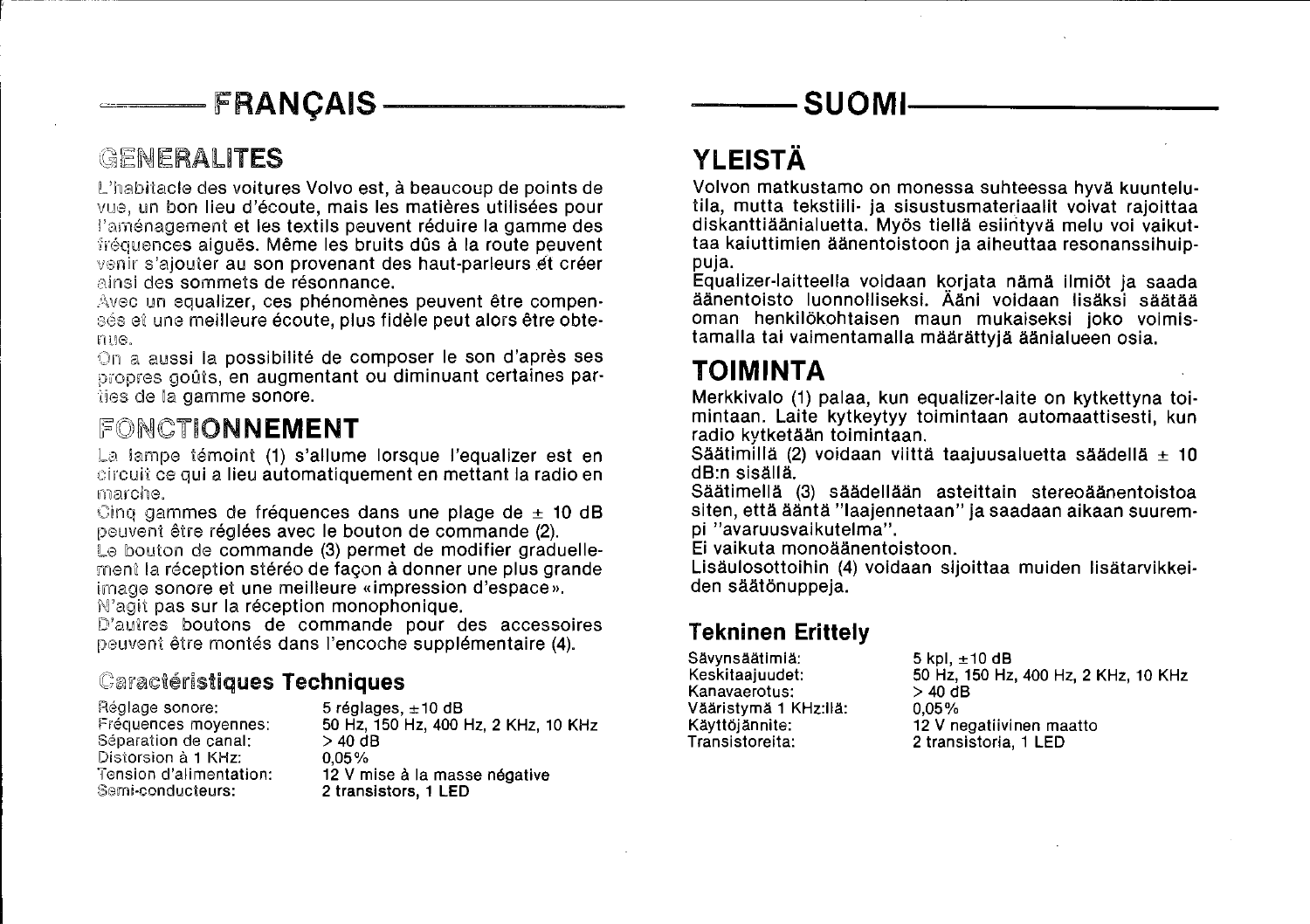## FRANÇAIS

### GENERALITES

L'habitacle des voitures Volvo est, à beaucoup de points de vue, un bon lieu d'écoute, mais les matières utilisées pour l'aménagement et les textils peuvent réduire la gamme des fréquences aiguës. Même les bruits dûs à la route peuvent venir s'ajouter au son provenant des haut-parleurs et créer ainsi des sommets de résonnance.

Avec un equalizer, ces phénomènes peuvent être compensés et une meilleure écoute, plus fidèle peut alors être obtenue.

On a aussi la possibilité de composer le son d'après ses propres goûts, en augmentant ou diminuant certaines parties de la gamme sonore.

### FONCTIONNEMENT

La lampe témoint (1) s'allume lorsque l'equalizer est en circuit ce qui a lieu automatiquement en mettant la radio en marche.

Cinq gammes de fréquences dans une plage de ± 10 dB peuvent être réglées avec le bouton de commande (2).

Le bouton de commande (3) permet de modifier graduellement la réception stéréo de façon à donner une plus grande image sonore et une meilleure «impression d'espace».

N'agit pas sur la réception monophonique.

D'autres boutons de commande pour des accessoires peuvent être montés dans l'encoche supplémentaire (4).

### Caractéristiques Techniques

| | |
|---|---|
| Réglage sonore: | 5 réglages, ±10 dB |
| Fréquences moyennes: | 50 Hz, 150 Hz, 400 Hz, 2 KHz, 10 KHz |
| Séparation de canal: | > 40 dB |
| Distorsion à 1 KHz: | 0,05% |
| Tension d'alimentation: | 12 V mise à la masse négative |
| Semi-conducteurs: | 2 transistors, 1 LED |

## SUOMI

### YLEISTÄ

Volvon matkustamo on monessa suhteessa hyvä kuuntelutila, mutta tekstiili- ja sisustusmateriaalit voivat rajoittaa diskanttiäänialuetta. Myös tiellä esiintyvä melu voi vaikuttaa kaiuttimien äänentoistoon ja aiheuttaa resonanssihuippuja.

Equalizer-laitteella voidaan korjata nämä ilmiöt ja saada äänentoisto luonnolliseksi. Ääni voidaan lisäksi säätää oman henkilökohtaisen maun mukaiseksi joko voimistamalla tai vaimentamalla määrättyjä äänialueen osia.

### TOIMINTA

Merkkivalo (1) palaa, kun equalizer-laite on kytkettyna toimintaan. Laite kytkeytyy toimintaan automaattisesti, kun radio kytketään toimintaan.

Säätimillä (2) voidaan viittä taajuusaluetta säädellä ± 10 dB:n sisällä.

Säätimellä (3) säädellään asteittain stereoäänentoistoa siten, että ääntä "laajennetaan" ja saadaan aikaan suurempi "avaruusvaikutelma".

Ei vaikuta monoäänentoistoon.

Lisäulosottoihin (4) voidaan sijoittaa muiden lisätarvikkeiden säätönuppeja.

### Tekninen Erittely

| | |
|---|---|
| Sävynsäätimiä: | 5 kpl, ±10 dB |
| Keskitaajuudet: | 50 Hz, 150 Hz, 400 Hz, 2 KHz, 10 KHz |
| Kanavaerotus: | > 40 dB |
| Vääristymä 1 KHz:llä: | 0,05% |
| Käyttöjännite: | 12 V negatiivinen maatto |
| Transistoreita: | 2 transistoria, 1 LED |